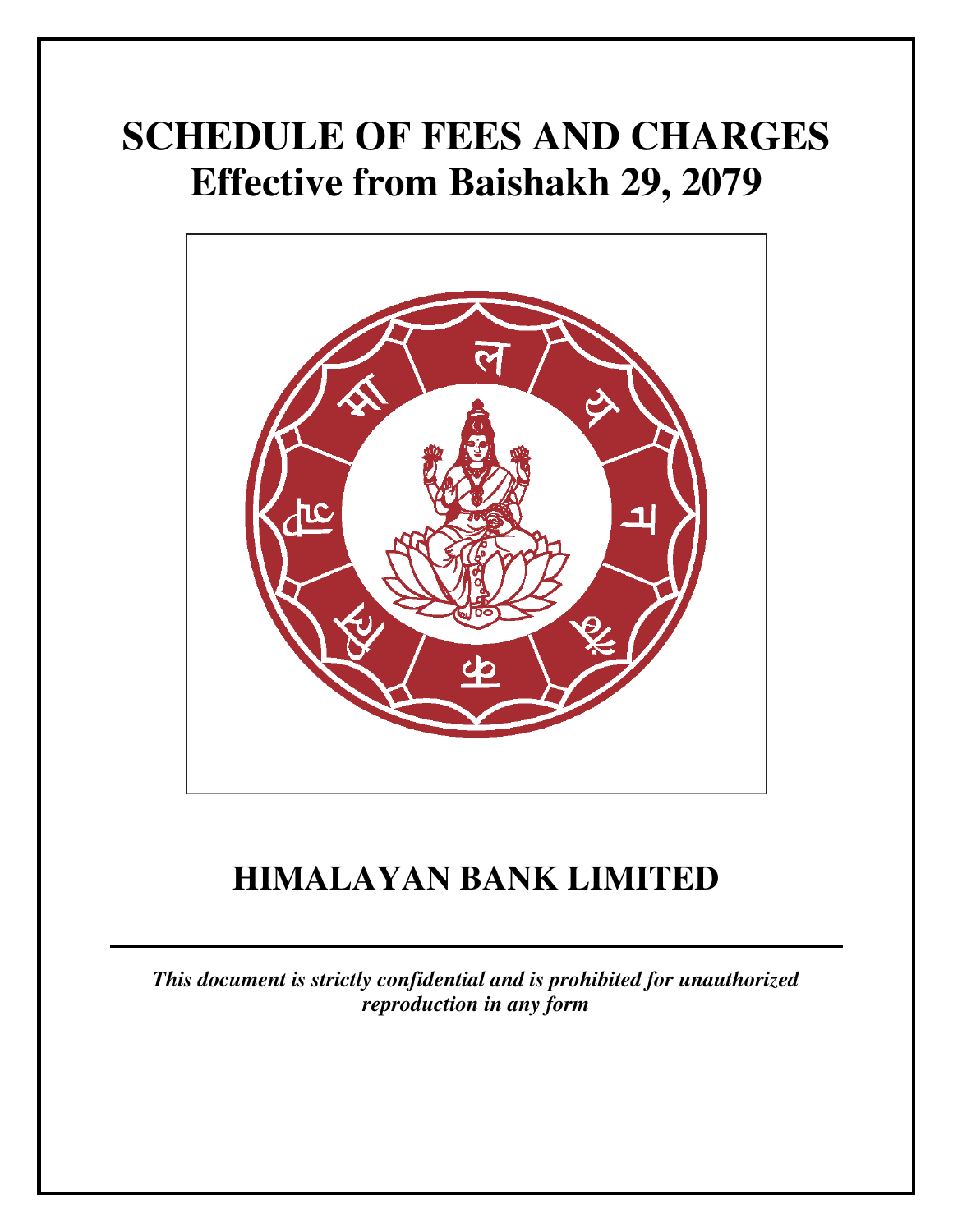# SCHEDULE OF FEES AND CHARGES
# Effective from Baishakh 29, 2079

## HIMALAYAN BANK LIMITED

***This document is strictly confidential and is prohibited for unauthorized reproduction in any form***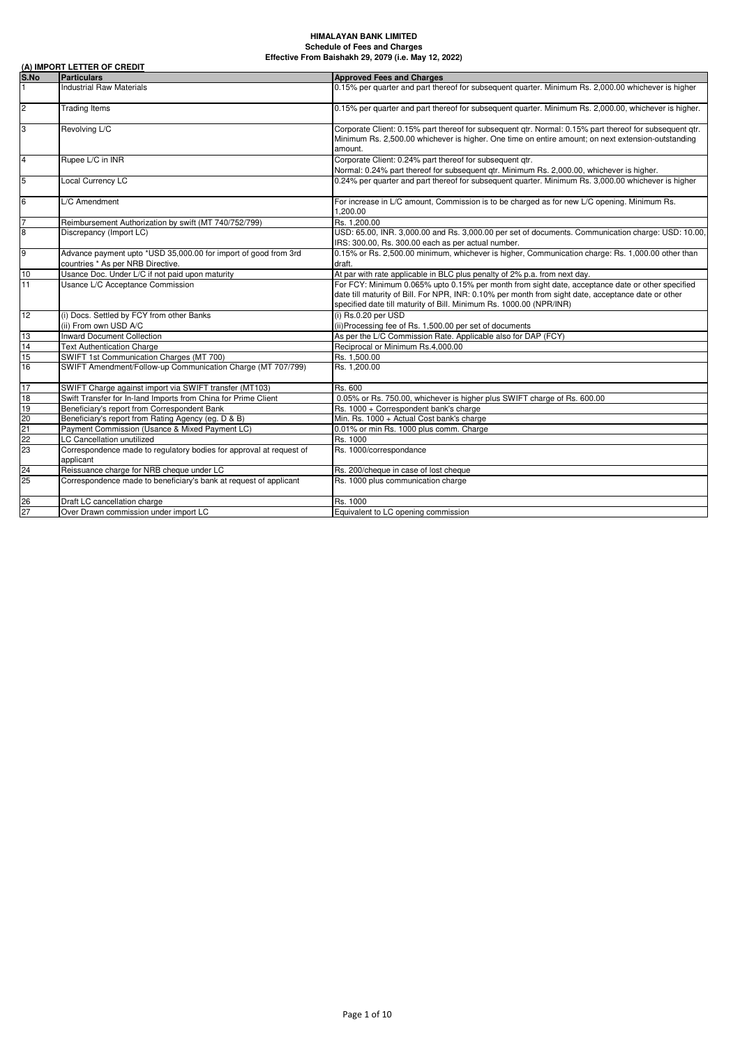# HIMALAYAN BANK LIMITED

## Schedule of Fees and Charges

### Effective From Baishakh 29, 2079 (i.e. May 12, 2022)

**(A) IMPORT LETTER OF CREDIT**

| S.No | Particulars | Approved Fees and Charges |
|---|---|---|
| 1 | Industrial Raw Materials | 0.15% per quarter and part thereof for subsequent quarter. Minimum Rs. 2,000.00 whichever is higher |
| 2 | Trading Items | 0.15% per quarter and part thereof for subsequent quarter. Minimum Rs. 2,000.00, whichever is higher. |
| 3 | Revolving L/C | Corporate Client: 0.15% part thereof for subsequent qtr. Normal: 0.15% part thereof for subsequent qtr. Minimum Rs. 2,500.00 whichever is higher. One time on entire amount; on next extension-outstanding amount. |
| 4 | Rupee L/C in INR | Corporate Client: 0.24% part thereof for subsequent qtr.<br>Normal: 0.24% part thereof for subsequent qtr. Minimum Rs. 2,000.00, whichever is higher. |
| 5 | Local Currency LC | 0.24% per quarter and part thereof for subsequent quarter. Minimum Rs. 3,000.00 whichever is higher |
| 6 | L/C Amendment | For increase in L/C amount, Commission is to be charged as for new L/C opening. Minimum Rs. 1,200.00 |
| 7 | Reimbursement Authorization by swift (MT 740/752/799) | Rs. 1,200.00 |
| 8 | Discrepancy (Import LC) | USD: 65.00, INR. 3,000.00 and Rs. 3,000.00 per set of documents. Communication charge: USD: 10.00, IRS: 300.00, Rs. 300.00 each as per actual number. |
| 9 | Advance payment upto *USD 35,000.00 for import of good from 3rd countries * As per NRB Directive. | 0.15% or Rs. 2,500.00 minimum, whichever is higher, Communication charge: Rs. 1,000.00 other than draft. |
| 10 | Usance Doc. Under L/C if not paid upon maturity | At par with rate applicable in BLC plus penalty of 2% p.a. from next day. |
| 11 | Usance L/C Acceptance Commission | For FCY: Minimum 0.065% upto 0.15% per month from sight date, acceptance date or other specified date till maturity of Bill. For NPR, INR: 0.10% per month from sight date, acceptance date or other specified date till maturity of Bill. Minimum Rs. 1000.00 (NPR/INR) |
| 12 | (i) Docs. Settled by FCY from other Banks<br>(ii) From own USD A/C | (i) Rs.0.20 per USD<br>(ii)Processing fee of Rs. 1,500.00 per set of documents |
| 13 | Inward Document Collection | As per the L/C Commission Rate. Applicable also for DAP (FCY) |
| 14 | Text Authentication Charge | Reciprocal or Minimum Rs.4,000.00 |
| 15 | SWIFT 1st Communication Charges (MT 700) | Rs. 1,500.00 |
| 16 | SWIFT Amendment/Follow-up Communication Charge (MT 707/799) | Rs. 1,200.00 |
| 17 | SWIFT Charge against import via SWIFT transfer (MT103) | Rs. 600 |
| 18 | Swift Transfer for In-land Imports from China for Prime Client | 0.05% or Rs. 750.00, whichever is higher plus SWIFT charge of Rs. 600.00 |
| 19 | Beneficiary's report from Correspondent Bank | Rs. 1000 + Correspondent bank's charge |
| 20 | Beneficiary's report from Rating Agency (eg. D & B) | Min. Rs. 1000 + Actual Cost bank's charge |
| 21 | Payment Commission (Usance & Mixed Payment LC) | 0.01% or min Rs. 1000 plus comm. Charge |
| 22 | LC Cancellation unutilized | Rs. 1000 |
| 23 | Correspondence made to regulatory bodies for approval at request of applicant | Rs. 1000/correspondance |
| 24 | Reissuance charge for NRB cheque under LC | Rs. 200/cheque in case of lost cheque |
| 25 | Correspondence made to beneficiary's bank at request of applicant | Rs. 1000 plus communication charge |
| 26 | Draft LC cancellation charge | Rs. 1000 |
| 27 | Over Drawn commission under import LC | Equivalent to LC opening commission |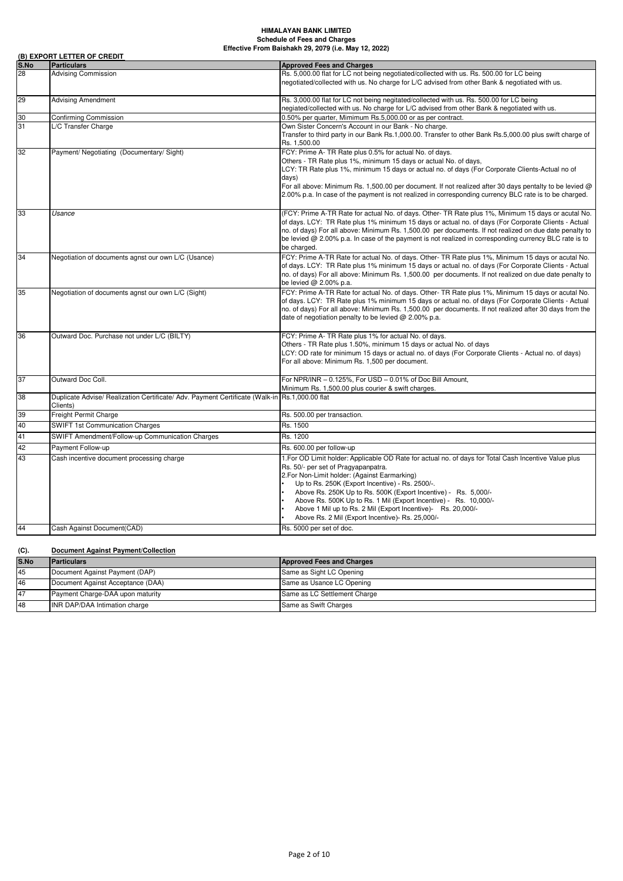**HIMALAYAN BANK LIMITED**
**Schedule of Fees and Charges**
**Effective From Baishakh 29, 2079 (i.e. May 12, 2022)**

**(B) EXPORT LETTER OF CREDIT**

| S.No | Particulars | Approved Fees and Charges |
|---|---|---|
| 28 | Advising Commission | Rs. 5,000.00 flat for LC not being negotiated/collected with us. Rs. 500.00 for LC being negotiated/collected with us. No charge for L/C advised from other Bank & negotiated with us. |
| 29 | Advising Amendment | Rs. 3,000.00 flat for LC not being negitated/collected with us. Rs. 500.00 for LC being negiated/collected with us. No charge for L/C advised from other Bank & negotiated with us. |
| 30 | Confirming Commission | 0.50% per quarter, Mimimum Rs.5,000.00 or as per contract. |
| 31 | L/C Transfer Charge | Own Sister Concern's Account in our Bank - No charge. Transfer to third party in our Bank Rs.1,000.00. Transfer to other Bank Rs.5,000.00 plus swift charge of Rs. 1,500.00 |
| 32 | Payment/ Negotiating (Documentary/ Sight) | FCY: Prime A- TR Rate plus 0.5% for actual No. of days. Others - TR Rate plus 1%, minimum 15 days or actual No. of days, LCY: TR Rate plus 1%, minimum 15 days or actual no. of days (For Corporate Clients-Actual no of days) For all above: Minimum Rs. 1,500.00 per document. If not realized after 30 days pentalty to be levied @ 2.00% p.a. In case of the payment is not realized in corresponding currency BLC rate is to be charged. |
| 33 | *Usance* | (FCY: Prime A-TR Rate for actual No. of days. Other- TR Rate plus 1%, Minimum 15 days or acutal No. of days. LCY: TR Rate plus 1% minimum 15 days or actual no. of days (For Corporate Clients - Actual no. of days) For all above: Minimum Rs. 1,500.00 per documents. If not realized on due date penalty to be levied @ 2.00% p.a. In case of the payment is not realized in corresponding currency BLC rate is to be charged. |
| 34 | Negotiation of documents agnst our own L/C (Usance) | FCY: Prime A-TR Rate for actual No. of days. Other- TR Rate plus 1%, Minimum 15 days or acutal No. of days. LCY: TR Rate plus 1% minimum 15 days or actual no. of days (For Corporate Clients - Actual no. of days) For all above: Minimum Rs. 1,500.00 per documents. If not realized on due date penalty to be levied @ 2.00% p.a. |
| 35 | Negotiation of documents agnst our own L/C (Sight) | FCY: Prime A-TR Rate for actual No. of days. Other- TR Rate plus 1%, Minimum 15 days or acutal No. of days. LCY: TR Rate plus 1% minimum 15 days or actual no. of days (For Corporate Clients - Actual no. of days) For all above: Minimum Rs. 1,500.00 per documents. If not realized after 30 days from the date of negotiation penalty to be levied @ 2.00% p.a. |
| 36 | Outward Doc. Purchase not under L/C (BILTY) | FCY: Prime A- TR Rate plus 1% for actual No. of days. Others - TR Rate plus 1.50%, minimum 15 days or actual No. of days LCY: OD rate for minimum 15 days or actual no. of days (For Corporate Clients - Actual no. of days) For all above: Minimum Rs. 1,500 per document. |
| 37 | Outward Doc Coll. | For NPR/INR – 0.125%, For USD – 0.01% of Doc Bill Amount, Minimum Rs. 1,500.00 plus courier & swift charges. |
| 38 | Duplicate Advise/ Realization Certificate/ Adv. Payment Certificate (Walk-in Clients) | Rs.1,000.00 flat |
| 39 | Freight Permit Charge | Rs. 500.00 per transaction. |
| 40 | SWIFT 1st Communication Charges | Rs. 1500 |
| 41 | SWIFT Amendment/Follow-up Communication Charges | Rs. 1200 |
| 42 | Payment Follow-up | Rs. 600.00 per follow-up |
| 43 | Cash incentive document processing charge | 1.For OD Limit holder: Applicable OD Rate for actual no. of days for Total Cash Incentive Value plus Rs. 50/- per set of Pragyapanpatra.<br>2.For Non-Limit holder: (Against Earmarking)<br>• Up to Rs. 250K (Export Incentive) - Rs. 2500/-.<br>• Above Rs. 250K Up to Rs. 500K (Export Incentive) - Rs. 5,000/-<br>• Above Rs. 500K Up to Rs. 1 Mil (Export Incentive) - Rs. 10,000/-<br>• Above 1 Mil up to Rs. 2 Mil (Export Incentive)- Rs. 20,000/-<br>• Above Rs. 2 Mil (Export Incentive)- Rs. 25,000/- |
| 44 | Cash Against Document(CAD) | Rs. 5000 per set of doc. |

**(C). Document Against Payment/Collection**

| S.No | Particulars | Approved Fees and Charges |
|---|---|---|
| 45 | Document Against Payment (DAP) | Same as Sight LC Opening |
| 46 | Document Against Acceptance (DAA) | Same as Usance LC Opening |
| 47 | Payment Charge-DAA upon maturity | Same as LC Settlement Charge |
| 48 | INR DAP/DAA Intimation charge | Same as Swift Charges |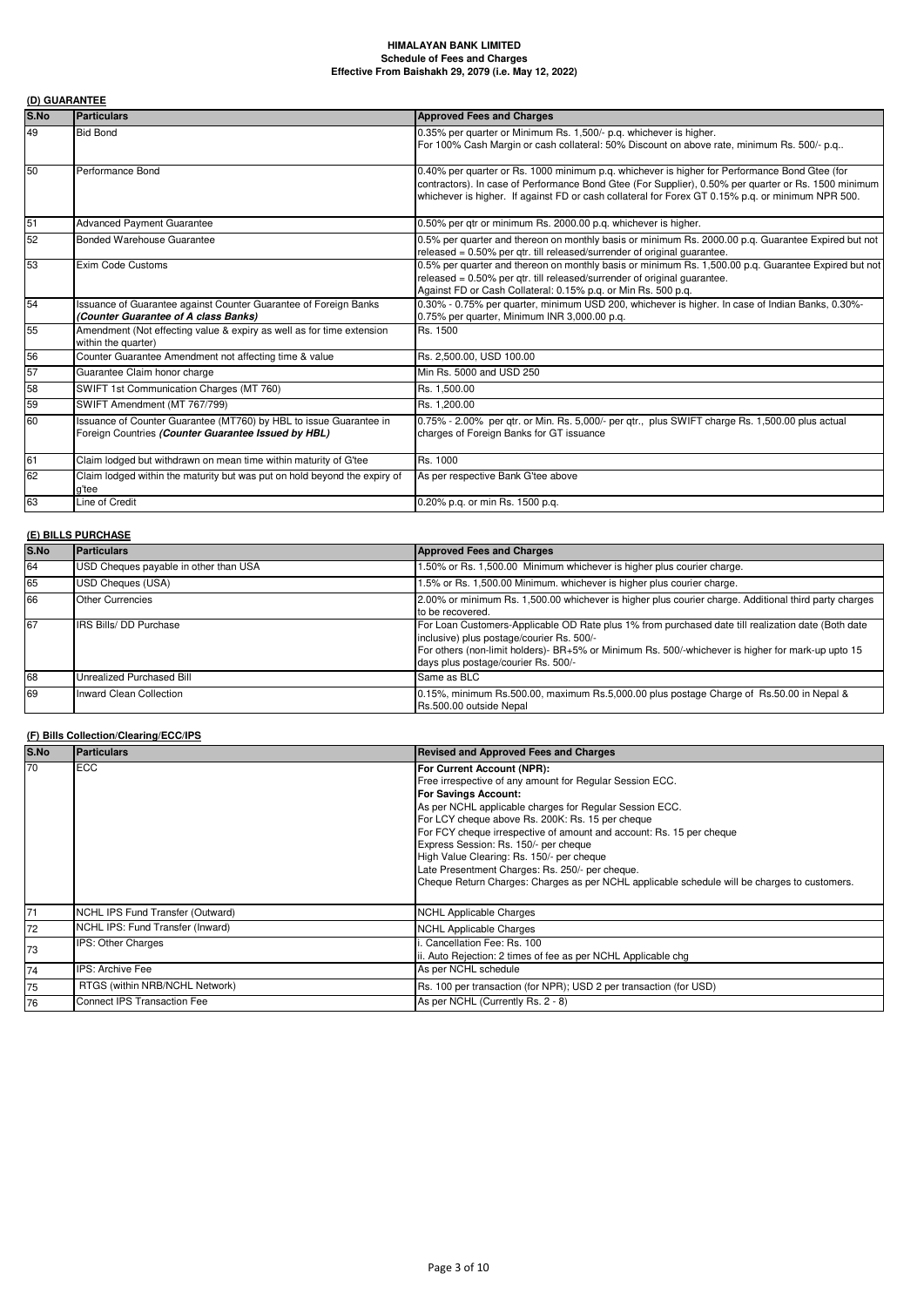# HIMALAYAN BANK LIMITED
## Schedule of Fees and Charges
### Effective From Baishakh 29, 2079 (i.e. May 12, 2022)

### (D) GUARANTEE

| S.No | Particulars | Approved Fees and Charges |
|---|---|---|
| 49 | Bid Bond | 0.35% per quarter or Minimum Rs. 1,500/- p.q. whichever is higher.<br>For 100% Cash Margin or cash collateral: 50% Discount on above rate, minimum Rs. 500/- p.q.. |
| 50 | Performance Bond | 0.40% per quarter or Rs. 1000 minimum p.q. whichever is higher for Performance Bond Gtee (for contractors). In case of Performance Bond Gtee (For Supplier), 0.50% per quarter or Rs. 1500 minimum whichever is higher. If against FD or cash collateral for Forex GT 0.15% p.q. or minimum NPR 500. |
| 51 | Advanced Payment Guarantee | 0.50% per qtr or minimum Rs. 2000.00 p.q. whichever is higher. |
| 52 | Bonded Warehouse Guarantee | 0.5% per quarter and thereon on monthly basis or minimum Rs. 2000.00 p.q. Guarantee Expired but not released = 0.50% per qtr. till released/surrender of original guarantee. |
| 53 | Exim Code Customs | 0.5% per quarter and thereon on monthly basis or minimum Rs. 1,500.00 p.q. Guarantee Expired but not released = 0.50% per qtr. till released/surrender of original guarantee.<br>Against FD or Cash Collateral: 0.15% p.q. or Min Rs. 500 p.q. |
| 54 | Issuance of Guarantee against Counter Guarantee of Foreign Banks ***(Counter Guarantee of A class Banks)*** | 0.30% - 0.75% per quarter, minimum USD 200, whichever is higher. In case of Indian Banks, 0.30%-0.75% per quarter, Minimum INR 3,000.00 p.q. |
| 55 | Amendment (Not effecting value & expiry as well as for time extension within the quarter) | Rs. 1500 |
| 56 | Counter Guarantee Amendment not affecting time & value | Rs. 2,500.00, USD 100.00 |
| 57 | Guarantee Claim honor charge | Min Rs. 5000 and USD 250 |
| 58 | SWIFT 1st Communication Charges (MT 760) | Rs. 1,500.00 |
| 59 | SWIFT Amendment (MT 767/799) | Rs. 1,200.00 |
| 60 | Issuance of Counter Guarantee (MT760) by HBL to issue Guarantee in Foreign Countries ***(Counter Guarantee Issued by HBL)*** | 0.75% - 2.00% per qtr. or Min. Rs. 5,000/- per qtr., plus SWIFT charge Rs. 1,500.00 plus actual charges of Foreign Banks for GT issuance |
| 61 | Claim lodged but withdrawn on mean time within maturity of G'tee | Rs. 1000 |
| 62 | Claim lodged within the maturity but was put on hold beyond the expiry of g'tee | As per respective Bank G'tee above |
| 63 | Line of Credit | 0.20% p.q. or min Rs. 1500 p.q. |

### (E) BILLS PURCHASE

| S.No | Particulars | Approved Fees and Charges |
|---|---|---|
| 64 | USD Cheques payable in other than USA | 1.50% or Rs. 1,500.00 Minimum whichever is higher plus courier charge. |
| 65 | USD Cheques (USA) | 1.5% or Rs. 1,500.00 Minimum. whichever is higher plus courier charge. |
| 66 | Other Currencies | 2.00% or minimum Rs. 1,500.00 whichever is higher plus courier charge. Additional third party charges to be recovered. |
| 67 | IRS Bills/ DD Purchase | For Loan Customers-Applicable OD Rate plus 1% from purchased date till realization date (Both date inclusive) plus postage/courier Rs. 500/-<br>For others (non-limit holders)- BR+5% or Minimum Rs. 500/-whichever is higher for mark-up upto 15 days plus postage/courier Rs. 500/- |
| 68 | Unrealized Purchased Bill | Same as BLC |
| 69 | Inward Clean Collection | 0.15%, minimum Rs.500.00, maximum Rs.5,000.00 plus postage Charge of Rs.50.00 in Nepal & Rs.500.00 outside Nepal |

### (F) Bills Collection/Clearing/ECC/IPS

| S.No | Particulars | Revised and Approved Fees and Charges |
|---|---|---|
| 70 | ECC | **For Current Account (NPR):**<br>Free irrespective of any amount for Regular Session ECC.<br>**For Savings Account:**<br>As per NCHL applicable charges for Regular Session ECC.<br>For LCY cheque above Rs. 200K: Rs. 15 per cheque<br>For FCY cheque irrespective of amount and account: Rs. 15 per cheque<br>Express Session: Rs. 150/- per cheque<br>High Value Clearing: Rs. 150/- per cheque<br>Late Presentment Charges: Rs. 250/- per cheque.<br>Cheque Return Charges: Charges as per NCHL applicable schedule will be charges to customers. |
| 71 | NCHL IPS Fund Transfer (Outward) | NCHL Applicable Charges |
| 72 | NCHL IPS: Fund Transfer (Inward) | NCHL Applicable Charges |
| 73 | IPS: Other Charges | i. Cancellation Fee: Rs. 100<br>ii. Auto Rejection: 2 times of fee as per NCHL Applicable chg |
| 74 | IPS: Archive Fee | As per NCHL schedule |
| 75 | RTGS (within NRB/NCHL Network) | Rs. 100 per transaction (for NPR); USD 2 per transaction (for USD) |
| 76 | Connect IPS Transaction Fee | As per NCHL (Currently Rs. 2 - 8) |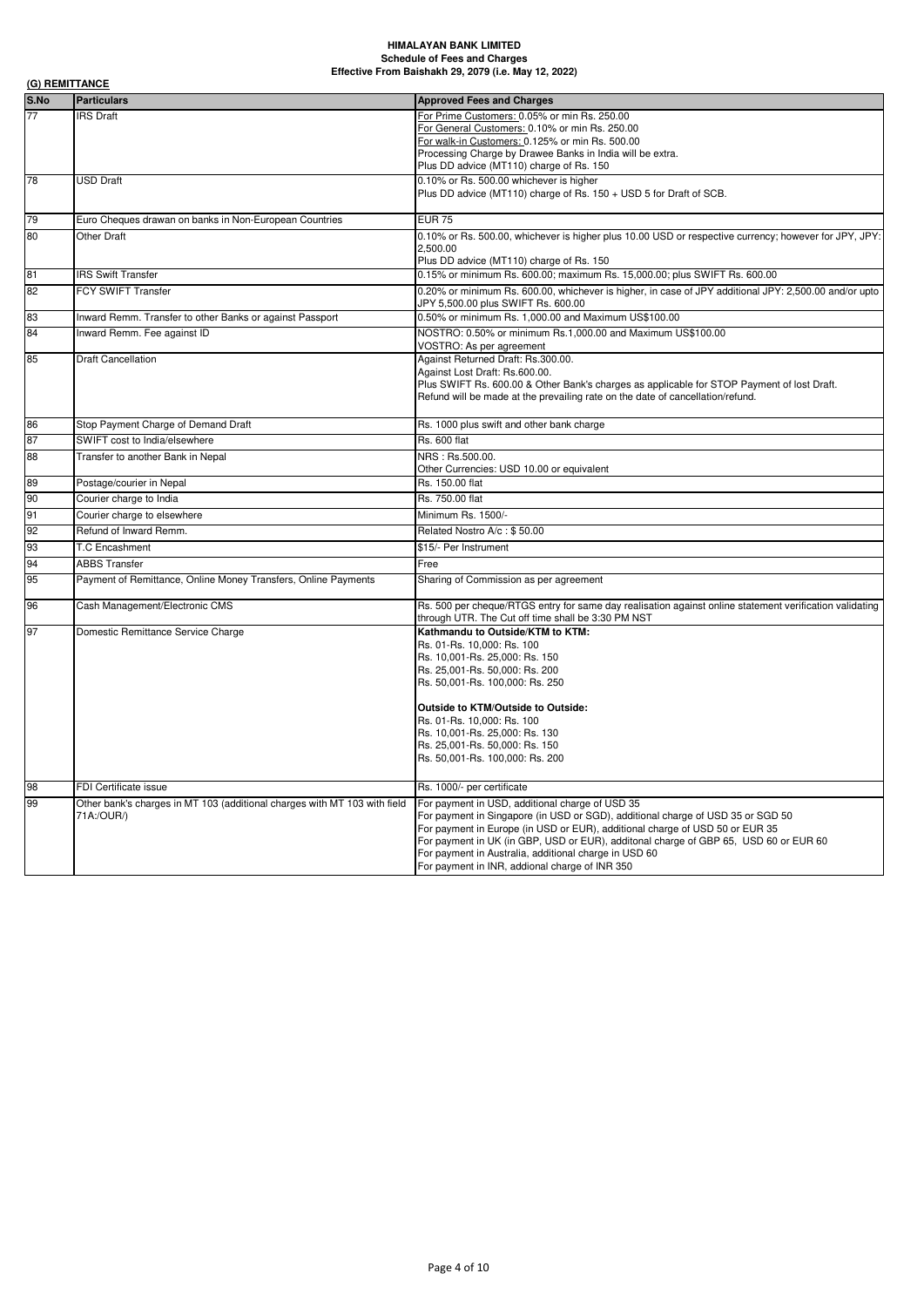**HIMALAYAN BANK LIMITED**
**Schedule of Fees and Charges**
**Effective From Baishakh 29, 2079 (i.e. May 12, 2022)**

## (G) REMITTANCE

| S.No | Particulars | Approved Fees and Charges |
|---|---|---|
| 77 | IRS Draft | For Prime Customers: 0.05% or min Rs. 250.00<br>For General Customers: 0.10% or min Rs. 250.00<br>For walk-in Customers: 0.125% or min Rs. 500.00<br>Processing Charge by Drawee Banks in India will be extra.<br>Plus DD advice (MT110) charge of Rs. 150 |
| 78 | USD Draft | 0.10% or Rs. 500.00 whichever is higher<br>Plus DD advice (MT110) charge of Rs. 150 + USD 5 for Draft of SCB. |
| 79 | Euro Cheques drawan on banks in Non-European Countries | EUR 75 |
| 80 | Other Draft | 0.10% or Rs. 500.00, whichever is higher plus 10.00 USD or respective currency; however for JPY, JPY: 2,500.00<br>Plus DD advice (MT110) charge of Rs. 150 |
| 81 | IRS Swift Transfer | 0.15% or minimum Rs. 600.00; maximum Rs. 15,000.00; plus SWIFT Rs. 600.00 |
| 82 | FCY SWIFT Transfer | 0.20% or minimum Rs. 600.00, whichever is higher, in case of JPY additional JPY: 2,500.00 and/or upto JPY 5,500.00 plus SWIFT Rs. 600.00 |
| 83 | Inward Remm. Transfer to other Banks or against Passport | 0.50% or minimum Rs. 1,000.00 and Maximum US$100.00 |
| 84 | Inward Remm. Fee against ID | NOSTRO: 0.50% or minimum Rs.1,000.00 and Maximum US$100.00<br>VOSTRO: As per agreement |
| 85 | Draft Cancellation | Against Returned Draft: Rs.300.00.<br>Against Lost Draft: Rs.600.00.<br>Plus SWIFT Rs. 600.00 & Other Bank's charges as applicable for STOP Payment of lost Draft.<br>Refund will be made at the prevailing rate on the date of cancellation/refund. |
| 86 | Stop Payment Charge of Demand Draft | Rs. 1000 plus swift and other bank charge |
| 87 | SWIFT cost to India/elsewhere | Rs. 600 flat |
| 88 | Transfer to another Bank in Nepal | NRS : Rs.500.00.<br>Other Currencies: USD 10.00 or equivalent |
| 89 | Postage/courier in Nepal | Rs. 150.00 flat |
| 90 | Courier charge to India | Rs. 750.00 flat |
| 91 | Courier charge to elsewhere | Minimum Rs. 1500/- |
| 92 | Refund of Inward Remm. | Related Nostro A/c : $ 50.00 |
| 93 | T.C Encashment | $15/- Per Instrument |
| 94 | ABBS Transfer | Free |
| 95 | Payment of Remittance, Online Money Transfers, Online Payments | Sharing of Commission as per agreement |
| 96 | Cash Management/Electronic CMS | Rs. 500 per cheque/RTGS entry for same day realisation against online statement verification validating through UTR. The Cut off time shall be 3:30 PM NST |
| 97 | Domestic Remittance Service Charge | **Kathmandu to Outside/KTM to KTM:**<br>Rs. 01-Rs. 10,000: Rs. 100<br>Rs. 10,001-Rs. 25,000: Rs. 150<br>Rs. 25,001-Rs. 50,000: Rs. 200<br>Rs. 50,001-Rs. 100,000: Rs. 250<br><br>**Outside to KTM/Outside to Outside:**<br>Rs. 01-Rs. 10,000: Rs. 100<br>Rs. 10,001-Rs. 25,000: Rs. 130<br>Rs. 25,001-Rs. 50,000: Rs. 150<br>Rs. 50,001-Rs. 100,000: Rs. 200 |
| 98 | FDI Certificate issue | Rs. 1000/- per certificate |
| 99 | Other bank's charges in MT 103 (additional charges with MT 103 with field 71A:/OUR/) | For payment in USD, additional charge of USD 35<br>For payment in Singapore (in USD or SGD), additional charge of USD 35 or SGD 50<br>For payment in Europe (in USD or EUR), additional charge of USD 50 or EUR 35<br>For payment in UK (in GBP, USD or EUR), additonal charge of GBP 65, USD 60 or EUR 60<br>For payment in Australia, additional charge in USD 60<br>For payment in INR, addional charge of INR 350 |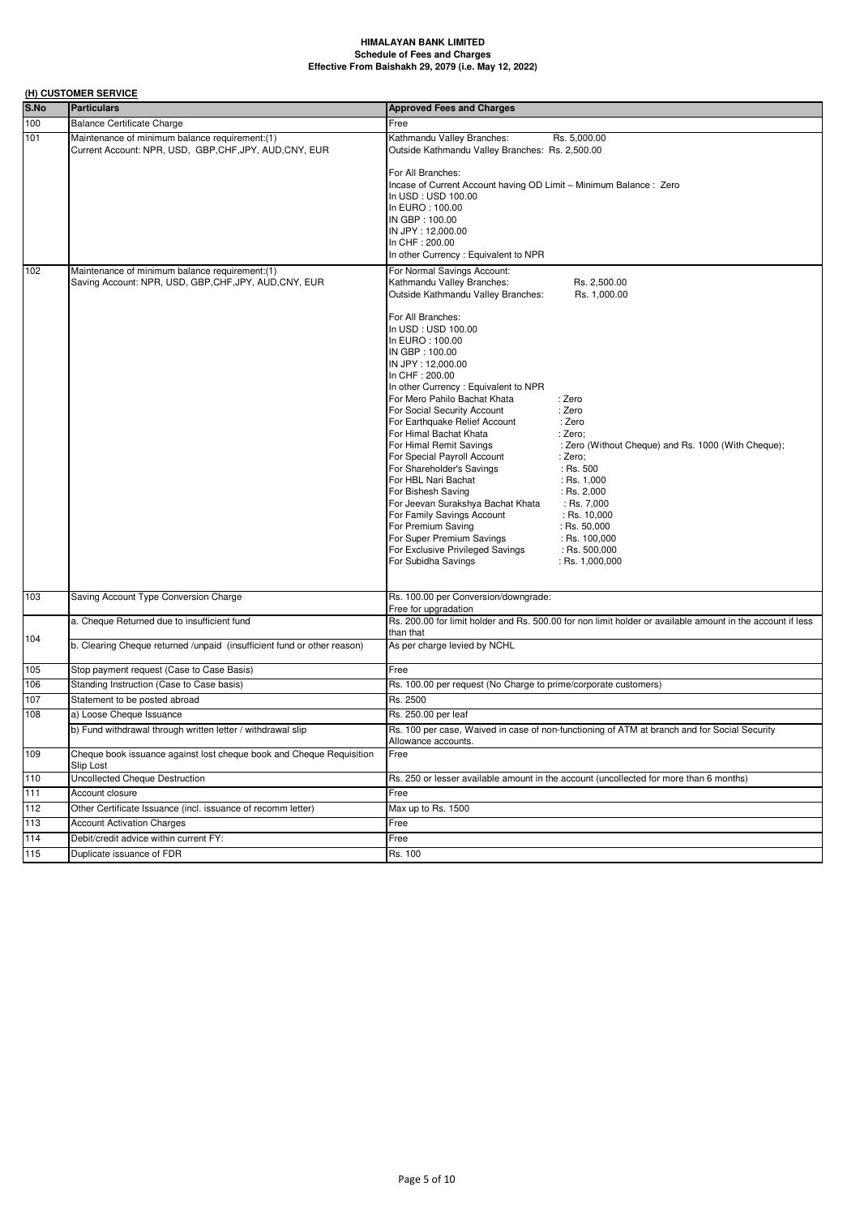**HIMALAYAN BANK LIMITED**
**Schedule of Fees and Charges**
**Effective From Baishakh 29, 2079 (i.e. May 12, 2022)**

**(H) CUSTOMER SERVICE**

| S.No | Particulars | Approved Fees and Charges |
|---|---|---|
| 100 | Balance Certificate Charge | Free |
| 101 | Maintenance of minimum balance requirement:(1)<br>Current Account: NPR, USD, GBP,CHF,JPY, AUD,CNY, EUR | Kathmandu Valley Branches: Rs. 5,000.00<br>Outside Kathmandu Valley Branches: Rs. 2,500.00<br><br>For All Branches:<br>Incase of Current Account having OD Limit – Minimum Balance : Zero<br>In USD : USD 100.00<br>In EURO : 100.00<br>IN GBP : 100.00<br>IN JPY : 12,000.00<br>In CHF : 200.00<br>In other Currency : Equivalent to NPR |
| 102 | Maintenance of minimum balance requirement:(1)<br>Saving Account: NPR, USD, GBP,CHF,JPY, AUD,CNY, EUR | For Normal Savings Account:<br>Kathmandu Valley Branches: Rs. 2,500.00<br>Outside Kathmandu Valley Branches: Rs. 1,000.00<br><br>For All Branches:<br>In USD : USD 100.00<br>In EURO : 100.00<br>IN GBP : 100.00<br>IN JPY : 12,000.00<br>In CHF : 200.00<br>In other Currency : Equivalent to NPR<br>For Mero Pahilo Bachat Khata : Zero<br>For Social Security Account : Zero<br>For Earthquake Relief Account : Zero<br>For Himal Bachat Khata : Zero;<br>For Himal Remit Savings : Zero (Without Cheque) and Rs. 1000 (With Cheque);<br>For Special Payroll Account : Zero;<br>For Shareholder's Savings : Rs. 500<br>For HBL Nari Bachat : Rs. 1,000<br>For Bishesh Saving : Rs. 2,000<br>For Jeevan Surakshya Bachat Khata : Rs. 7,000<br>For Family Savings Account : Rs. 10,000<br>For Premium Saving : Rs. 50,000<br>For Super Premium Savings : Rs. 100,000<br>For Exclusive Privileged Savings : Rs. 500,000<br>For Subidha Savings : Rs. 1,000,000 |
| 103 | Saving Account Type Conversion Charge | Rs. 100.00 per Conversion/downgrade:<br>Free for upgradation |
| 104 | a. Cheque Returned due to insufficient fund | Rs. 200.00 for limit holder and Rs. 500.00 for non limit holder or available amount in the account if less than that |
| | b. Clearing Cheque returned /unpaid (insufficient fund or other reason) | As per charge levied by NCHL |
| 105 | Stop payment request (Case to Case Basis) | Free |
| 106 | Standing Instruction (Case to Case basis) | Rs. 100.00 per request (No Charge to prime/corporate customers) |
| 107 | Statement to be posted abroad | Rs. 2500 |
| 108 | a) Loose Cheque Issuance | Rs. 250.00 per leaf |
| | b) Fund withdrawal through written letter / withdrawal slip | Rs. 100 per case, Waived in case of non-functioning of ATM at branch and for Social Security Allowance accounts. |
| 109 | Cheque book issuance against lost cheque book and Cheque Requisition Slip Lost | Free |
| 110 | Uncollected Cheque Destruction | Rs. 250 or lesser available amount in the account (uncollected for more than 6 months) |
| 111 | Account closure | Free |
| 112 | Other Certificate Issuance (incl. issuance of recomm letter) | Max up to Rs. 1500 |
| 113 | Account Activation Charges | Free |
| 114 | Debit/credit advice within current FY: | Free |
| 115 | Duplicate issuance of FDR | Rs. 100 |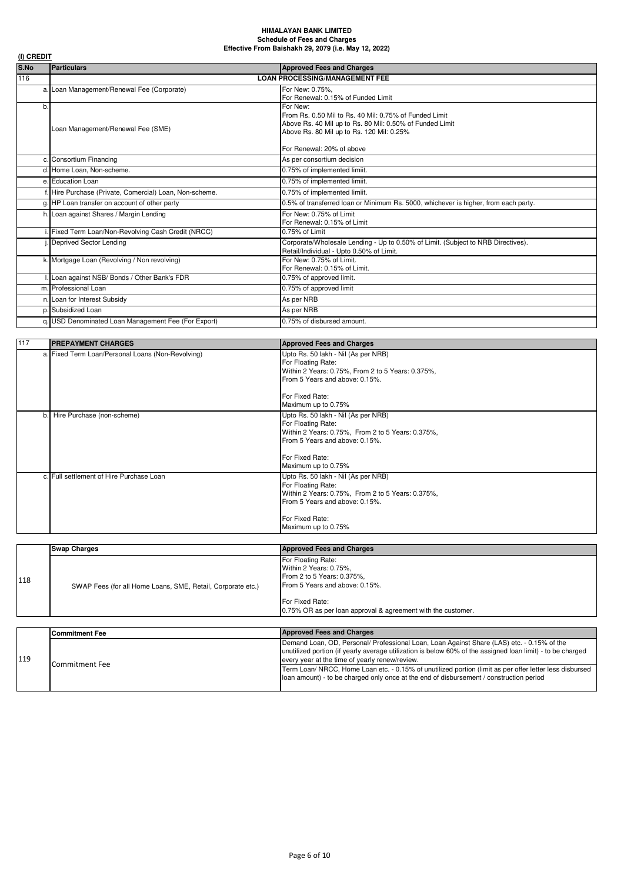**HIMALAYAN BANK LIMITED**
**Schedule of Fees and Charges**
**Effective From Baishakh 29, 2079 (i.e. May 12, 2022)**

**(I) CREDIT**

| S.No | | Particulars | Approved Fees and Charges |
|---|---|---|---|
| 116 | | **LOAN PROCESSING/MANAGEMENT FEE** | |
| | a. | Loan Management/Renewal Fee (Corporate) | For New: 0.75%,<br>For Renewal: 0.15% of Funded Limit |
| | b. | Loan Management/Renewal Fee (SME) | For New:<br>From Rs. 0.50 Mil to Rs. 40 Mil: 0.75% of Funded Limit<br>Above Rs. 40 Mil up to Rs. 80 Mil: 0.50% of Funded Limit<br>Above Rs. 80 Mil up to Rs. 120 Mil: 0.25%<br><br>For Renewal: 20% of above |
| | c. | Consortium Financing | As per consortium decision |
| | d. | Home Loan, Non-scheme. | 0.75% of implemented limiit. |
| | e. | Education Loan | 0.75% of implemented limiit. |
| | f. | Hire Purchase (Private, Comercial) Loan, Non-scheme. | 0.75% of implemented limiit. |
| | g. | HP Loan transfer on account of other party | 0.5% of transferred loan or Minimum Rs. 5000, whichever is higher, from each party. |
| | h. | Loan against Shares / Margin Lending | For New: 0.75% of Limit<br>For Renewal: 0.15% of Limit |
| | i. | Fixed Term Loan/Non-Revolving Cash Credit (NRCC) | 0.75% of Limit |
| | j. | Deprived Sector Lending | Corporate/Wholesale Lending - Up to 0.50% of Limit. (Subject to NRB Directives).<br>Retail/Individual - Upto 0.50% of Limit. |
| | k. | Mortgage Loan (Revolving / Non revolving) | For New: 0.75% of Limit.<br>For Renewal: 0.15% of Limit. |
| | l. | Loan against NSB/ Bonds / Other Bank's FDR | 0.75% of approved limit. |
| | m. | Professional Loan | 0.75% of approved limit |
| | n. | Loan for Interest Subsidy | As per NRB |
| | p. | Subsidized Loan | As per NRB |
| | q. | USD Denominated Loan Management Fee (For Export) | 0.75% of disbursed amount. |

| S.No | | PREPAYMENT CHARGES | Approved Fees and Charges |
|---|---|---|---|
| 117 | a. | Fixed Term Loan/Personal Loans (Non-Revolving) | Upto Rs. 50 lakh - Nil (As per NRB)<br>For Floating Rate:<br>Within 2 Years: 0.75%, From 2 to 5 Years: 0.375%,<br>From 5 Years and above: 0.15%.<br><br>For Fixed Rate:<br>Maximum up to 0.75% |
| | b. | Hire Purchase (non-scheme) | Upto Rs. 50 lakh - Nil (As per NRB)<br>For Floating Rate:<br>Within 2 Years: 0.75%, From 2 to 5 Years: 0.375%,<br>From 5 Years and above: 0.15%.<br><br>For Fixed Rate:<br>Maximum up to 0.75% |
| | c. | Full settlement of Hire Purchase Loan | Upto Rs. 50 lakh - Nil (As per NRB)<br>For Floating Rate:<br>Within 2 Years: 0.75%, From 2 to 5 Years: 0.375%,<br>From 5 Years and above: 0.15%.<br><br>For Fixed Rate:<br>Maximum up to 0.75% |

| S.No | Swap Charges | Approved Fees and Charges |
|---|---|---|
| 118 | SWAP Fees (for all Home Loans, SME, Retail, Corporate etc.) | For Floating Rate:<br>Within 2 Years: 0.75%,<br>From 2 to 5 Years: 0.375%,<br>From 5 Years and above: 0.15%.<br><br>For Fixed Rate:<br>0.75% OR as per loan approval & agreement with the customer. |

| S.No | Commitment Fee | Approved Fees and Charges |
|---|---|---|
| 119 | Commitment Fee | Demand Loan, OD, Personal/ Professional Loan, Loan Against Share (LAS) etc. - 0.15% of the unutilized portion (if yearly average utilization is below 60% of the assigned loan limit) - to be charged every year at the time of yearly renew/review.<br><br>Term Loan/ NRCC, Home Loan etc. - 0.15% of unutilized portion (limit as per offer letter less disbursed loan amount) - to be charged only once at the end of disbursement / construction period |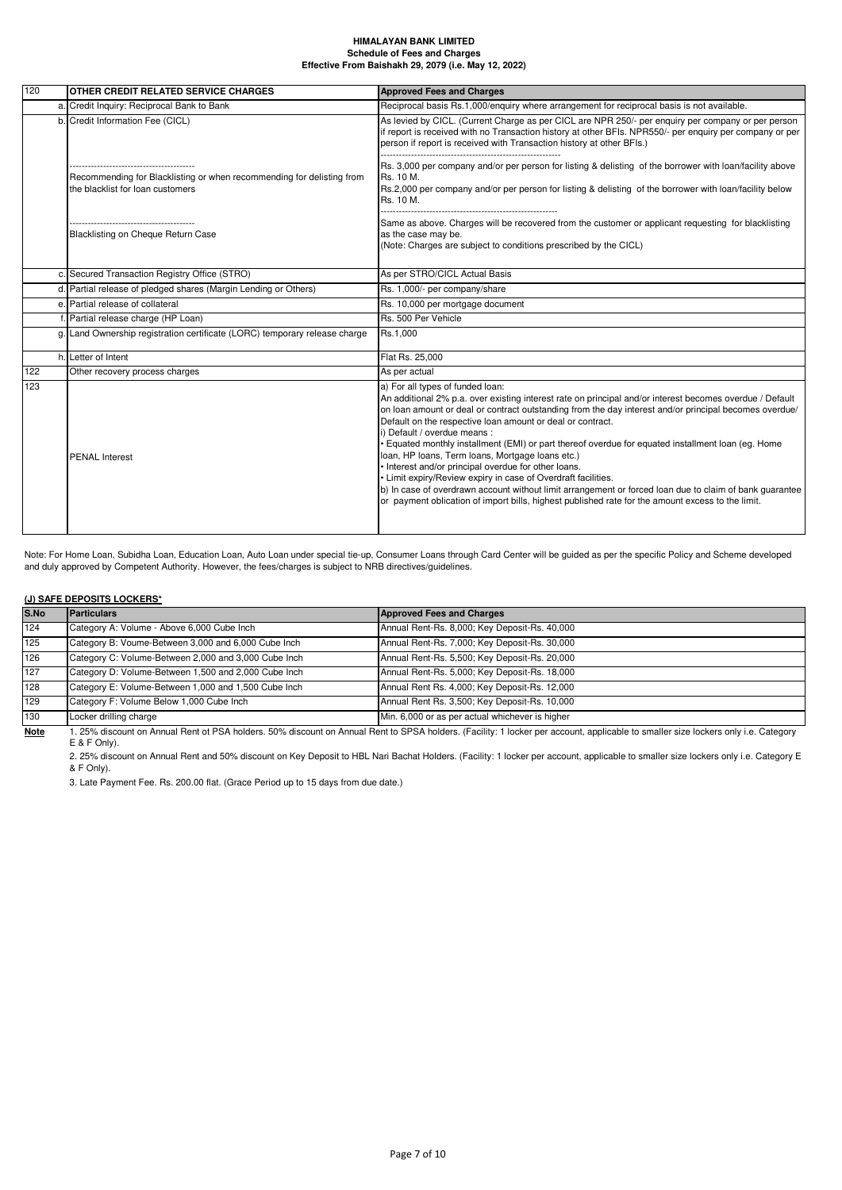**HIMALAYAN BANK LIMITED**
**Schedule of Fees and Charges**
**Effective From Baishakh 29, 2079 (i.e. May 12, 2022)**

| 120 | | OTHER CREDIT RELATED SERVICE CHARGES | Approved Fees and Charges |
|---|---|---|---|
| | a. | Credit Inquiry: Reciprocal Bank to Bank | Reciprocal basis Rs.1,000/enquiry where arrangement for reciprocal basis is not available. |
| | b. | Credit Information Fee (CICL) | As levied by CICL. (Current Charge as per CICL are NPR 250/- per enquiry per company or per person if report is received with no Transaction history at other BFIs. NPR550/- per enquiry per company or per person if report is received with Transaction history at other BFIs.) |
| | | Recommending for Blacklisting or when recommending for delisting from the blacklist for loan customers | Rs. 3,000 per company and/or per person for listing & delisting of the borrower with loan/facility above Rs. 10 M. Rs.2,000 per company and/or per person for listing & delisting of the borrower with loan/facility below Rs. 10 M. |
| | | Blacklisting on Cheque Return Case | Same as above. Charges will be recovered from the customer or applicant requesting for blacklisting as the case may be. (Note: Charges are subject to conditions prescribed by the CICL) |
| | c. | Secured Transaction Registry Office (STRO) | As per STRO/CICL Actual Basis |
| | d. | Partial release of pledged shares (Margin Lending or Others) | Rs. 1,000/- per company/share |
| | e. | Partial release of collateral | Rs. 10,000 per mortgage document |
| | f. | Partial release charge (HP Loan) | Rs. 500 Per Vehicle |
| | g. | Land Ownership registration certificate (LORC) temporary release charge | Rs.1,000 |
| | h. | Letter of Intent | Flat Rs. 25,000 |
| 122 | | Other recovery process charges | As per actual |
| 123 | | PENAL Interest | a) For all types of funded loan:<br>An additional 2% p.a. over existing interest rate on principal and/or interest becomes overdue / Default on loan amount or deal or contract outstanding from the day interest and/or principal becomes overdue/ Default on the respective loan amount or deal or contract.<br>i) Default / overdue means :<br>• Equated monthly installment (EMI) or part thereof overdue for equated installment loan (eg. Home loan, HP loans, Term loans, Mortgage loans etc.)<br>• Interest and/or principal overdue for other loans.<br>• Limit expiry/Review expiry in case of Overdraft facilities.<br>b) In case of overdrawn account without limit arrangement or forced loan due to claim of bank guarantee or payment oblication of import bills, highest published rate for the amount excess to the limit. |

Note: For Home Loan, Subidha Loan, Education Loan, Auto Loan under special tie-up, Consumer Loans through Card Center will be guided as per the specific Policy and Scheme developed and duly approved by Competent Authority. However, the fees/charges is subject to NRB directives/guidelines.

**(J) SAFE DEPOSITS LOCKERS\***

| S.No | Particulars | Approved Fees and Charges |
|---|---|---|
| 124 | Category A: Volume - Above 6,000 Cube Inch | Annual Rent-Rs. 8,000; Key Deposit-Rs. 40,000 |
| 125 | Category B: Voume-Between 3,000 and 6,000 Cube Inch | Annual Rent-Rs. 7,000; Key Deposit-Rs. 30,000 |
| 126 | Category C: Volume-Between 2,000 and 3,000 Cube Inch | Annual Rent-Rs. 5,500; Key Deposit-Rs. 20,000 |
| 127 | Category D: Volume-Between 1,500 and 2,000 Cube Inch | Annual Rent-Rs. 5,000; Key Deposit-Rs. 18,000 |
| 128 | Category E: Volume-Between 1,000 and 1,500 Cube Inch | Annual Rent Rs. 4,000; Key Deposit-Rs. 12,000 |
| 129 | Category F: Volume Below 1,000 Cube Inch | Annual Rent Rs. 3,500; Key Deposit-Rs. 10,000 |
| 130 | Locker drilling charge | Min. 6,000 or as per actual whichever is higher |

**Note**

1. 25% discount on Annual Rent ot PSA holders. 50% discount on Annual Rent to SPSA holders. (Facility: 1 locker per account, applicable to smaller size lockers only i.e. Category E & F Only).

2. 25% discount on Annual Rent and 50% discount on Key Deposit to HBL Nari Bachat Holders. (Facility: 1 locker per account, applicable to smaller size lockers only i.e. Category E & F Only).

3. Late Payment Fee. Rs. 200.00 flat. (Grace Period up to 15 days from due date.)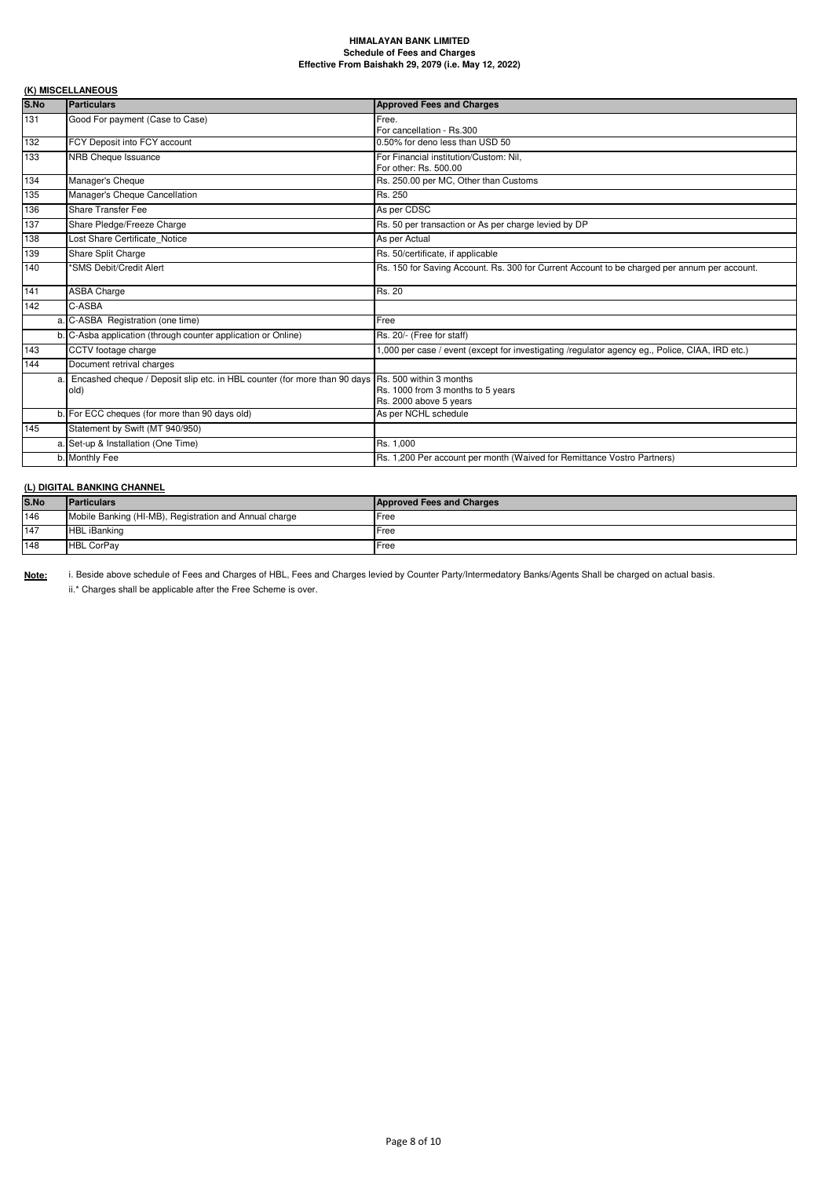**HIMALAYAN BANK LIMITED**
**Schedule of Fees and Charges**
**Effective From Baishakh 29, 2079 (i.e. May 12, 2022)**

## (K) MISCELLANEOUS

| S.No | | Particulars | Approved Fees and Charges |
|---|---|---|---|
| 131 | | Good For payment (Case to Case) | Free.<br>For cancellation - Rs.300 |
| 132 | | FCY Deposit into FCY account | 0.50% for deno less than USD 50 |
| 133 | | NRB Cheque Issuance | For Financial institution/Custom: Nil,<br>For other: Rs. 500.00 |
| 134 | | Manager's Cheque | Rs. 250.00 per MC, Other than Customs |
| 135 | | Manager's Cheque Cancellation | Rs. 250 |
| 136 | | Share Transfer Fee | As per CDSC |
| 137 | | Share Pledge/Freeze Charge | Rs. 50 per transaction or As per charge levied by DP |
| 138 | | Lost Share Certificate_Notice | As per Actual |
| 139 | | Share Split Charge | Rs. 50/certificate, if applicable |
| 140 | | *SMS Debit/Credit Alert | Rs. 150 for Saving Account. Rs. 300 for Current Account to be charged per annum per account. |
| 141 | | ASBA Charge | Rs. 20 |
| 142 | | C-ASBA | |
| | a. | C-ASBA Registration (one time) | Free |
| | b. | C-Asba application (through counter application or Online) | Rs. 20/- (Free for staff) |
| 143 | | CCTV footage charge | 1,000 per case / event (except for investigating /regulator agency eg., Police, CIAA, IRD etc.) |
| 144 | | Document retrival charges | |
| | a. | Encashed cheque / Deposit slip etc. in HBL counter (for more than 90 days old) | Rs. 500 within 3 months<br>Rs. 1000 from 3 months to 5 years<br>Rs. 2000 above 5 years |
| | b. | For ECC cheques (for more than 90 days old) | As per NCHL schedule |
| 145 | | Statement by Swift (MT 940/950) | |
| | a. | Set-up & Installation (One Time) | Rs. 1,000 |
| | b. | Monthly Fee | Rs. 1,200 Per account per month (Waived for Remittance Vostro Partners) |

## (L) DIGITAL BANKING CHANNEL

| S.No | Particulars | Approved Fees and Charges |
|---|---|---|
| 146 | Mobile Banking (HI-MB), Registration and Annual charge | Free |
| 147 | HBL iBanking | Free |
| 148 | HBL CorPay | Free |

**Note:** i. Beside above schedule of Fees and Charges of HBL, Fees and Charges levied by Counter Party/Intermedatory Banks/Agents Shall be charged on actual basis.

ii.* Charges shall be applicable after the Free Scheme is over.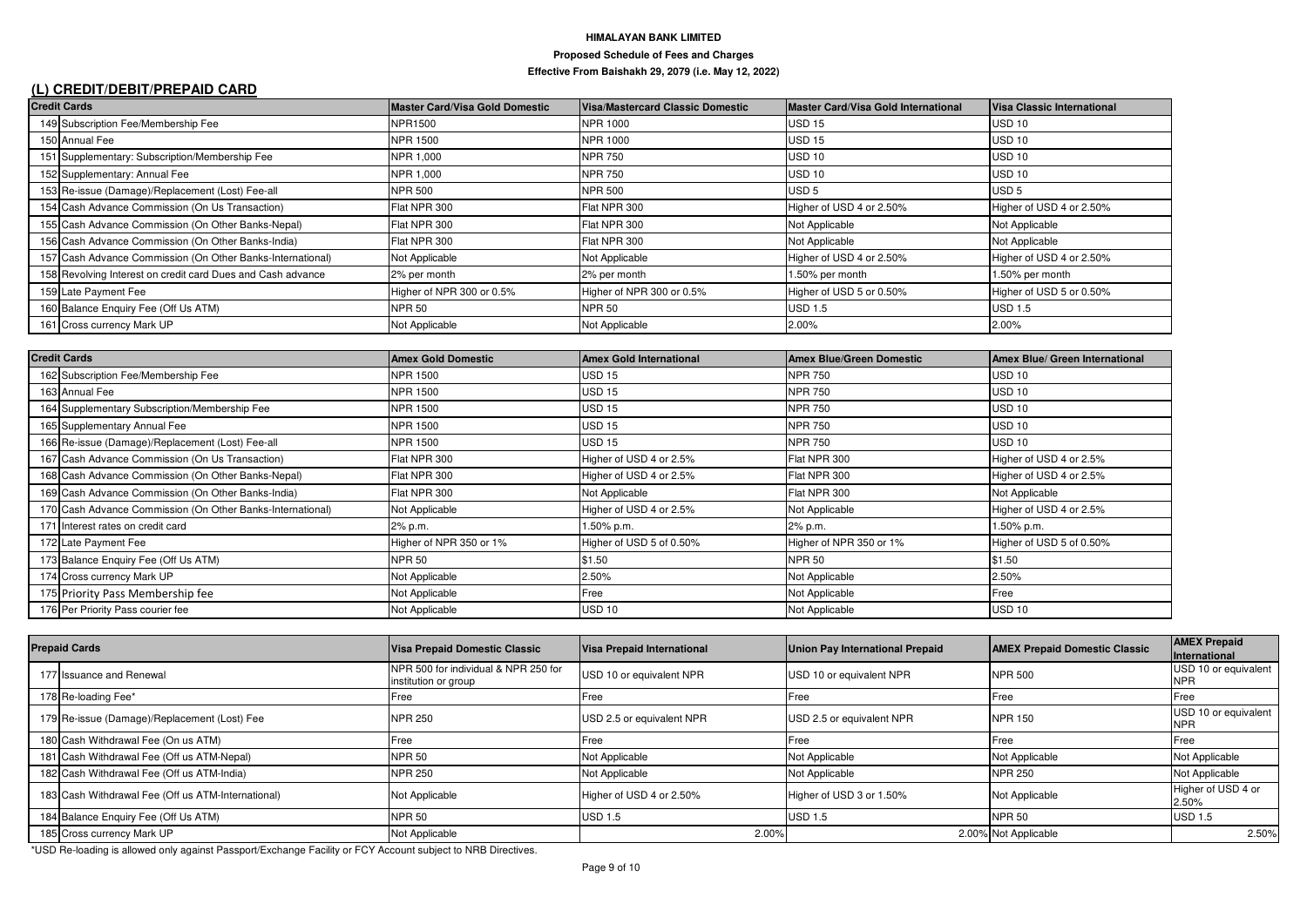## (L) CREDIT/DEBIT/PREPAID CARD

| Credit Cards | | Master Card/Visa Gold Domestic | Visa/Mastercard Classic Domestic | Master Card/Visa Gold International | Visa Classic International |
|---|---|---|---|---|---|
| 149 | Subscription Fee/Membership Fee | NPR1500 | NPR 1000 | USD 15 | USD 10 |
| 150 | Annual Fee | NPR 1500 | NPR 1000 | USD 15 | USD 10 |
| 151 | Supplementary: Subscription/Membership Fee | NPR 1,000 | NPR 750 | USD 10 | USD 10 |
| 152 | Supplementary: Annual Fee | NPR 1,000 | NPR 750 | USD 10 | USD 10 |
| 153 | Re-issue (Damage)/Replacement (Lost) Fee-all | NPR 500 | NPR 500 | USD 5 | USD 5 |
| 154 | Cash Advance Commission (On Us Transaction) | Flat NPR 300 | Flat NPR 300 | Higher of USD 4 or 2.50% | Higher of USD 4 or 2.50% |
| 155 | Cash Advance Commission (On Other Banks-Nepal) | Flat NPR 300 | Flat NPR 300 | Not Applicable | Not Applicable |
| 156 | Cash Advance Commission (On Other Banks-India) | Flat NPR 300 | Flat NPR 300 | Not Applicable | Not Applicable |
| 157 | Cash Advance Commission (On Other Banks-International) | Not Applicable | Not Applicable | Higher of USD 4 or 2.50% | Higher of USD 4 or 2.50% |
| 158 | Revolving Interest on credit card Dues and Cash advance | 2% per month | 2% per month | 1.50% per month | 1.50% per month |
| 159 | Late Payment Fee | Higher of NPR 300 or 0.5% | Higher of NPR 300 or 0.5% | Higher of USD 5 or 0.50% | Higher of USD 5 or 0.50% |
| 160 | Balance Enquiry Fee (Off Us ATM) | NPR 50 | NPR 50 | USD 1.5 | USD 1.5 |
| 161 | Cross currency Mark UP | Not Applicable | Not Applicable | 2.00% | 2.00% |

| Credit Cards | | Amex Gold Domestic | Amex Gold International | Amex Blue/Green Domestic | Amex Blue/ Green International |
|---|---|---|---|---|---|
| 162 | Subscription Fee/Membership Fee | NPR 1500 | USD 15 | NPR 750 | USD 10 |
| 163 | Annual Fee | NPR 1500 | USD 15 | NPR 750 | USD 10 |
| 164 | Supplementary Subscription/Membership Fee | NPR 1500 | USD 15 | NPR 750 | USD 10 |
| 165 | Supplementary Annual Fee | NPR 1500 | USD 15 | NPR 750 | USD 10 |
| 166 | Re-issue (Damage)/Replacement (Lost) Fee-all | NPR 1500 | USD 15 | NPR 750 | USD 10 |
| 167 | Cash Advance Commission (On Us Transaction) | Flat NPR 300 | Higher of USD 4 or 2.5% | Flat NPR 300 | Higher of USD 4 or 2.5% |
| 168 | Cash Advance Commission (On Other Banks-Nepal) | Flat NPR 300 | Higher of USD 4 or 2.5% | Flat NPR 300 | Higher of USD 4 or 2.5% |
| 169 | Cash Advance Commission (On Other Banks-India) | Flat NPR 300 | Not Applicable | Flat NPR 300 | Not Applicable |
| 170 | Cash Advance Commission (On Other Banks-International) | Not Applicable | Higher of USD 4 or 2.5% | Not Applicable | Higher of USD 4 or 2.5% |
| 171 | Interest rates on credit card | 2% p.m. | 1.50% p.m. | 2% p.m. | 1.50% p.m. |
| 172 | Late Payment Fee | Higher of NPR 350 or 1% | Higher of USD 5 of 0.50% | Higher of NPR 350 or 1% | Higher of USD 5 of 0.50% |
| 173 | Balance Enquiry Fee (Off Us ATM) | NPR 50 | $1.50 | NPR 50 | $1.50 |
| 174 | Cross currency Mark UP | Not Applicable | 2.50% | Not Applicable | 2.50% |
| 175 | Priority Pass Membership fee | Not Applicable | Free | Not Applicable | Free |
| 176 | Per Priority Pass courier fee | Not Applicable | USD 10 | Not Applicable | USD 10 |

| Prepaid Cards | | Visa Prepaid Domestic Classic | Visa Prepaid International | Union Pay International Prepaid | AMEX Prepaid Domestic Classic | AMEX Prepaid International |
|---|---|---|---|---|---|---|
| 177 | Issuance and Renewal | NPR 500 for individual & NPR 250 for institution or group | USD 10 or equivalent NPR | USD 10 or equivalent NPR | NPR 500 | USD 10 or equivalent NPR |
| 178 | Re-loading Fee* | Free | Free | Free | Free | Free |
| 179 | Re-issue (Damage)/Replacement (Lost) Fee | NPR 250 | USD 2.5 or equivalent NPR | USD 2.5 or equivalent NPR | NPR 150 | USD 10 or equivalent NPR |
| 180 | Cash Withdrawal Fee (On us ATM) | Free | Free | Free | Free | Free |
| 181 | Cash Withdrawal Fee (Off us ATM-Nepal) | NPR 50 | Not Applicable | Not Applicable | Not Applicable | Not Applicable |
| 182 | Cash Withdrawal Fee (Off us ATM-India) | NPR 250 | Not Applicable | Not Applicable | NPR 250 | Not Applicable |
| 183 | Cash Withdrawal Fee (Off us ATM-International) | Not Applicable | Higher of USD 4 or 2.50% | Higher of USD 3 or 1.50% | Not Applicable | Higher of USD 4 or 2.50% |
| 184 | Balance Enquiry Fee (Off Us ATM) | NPR 50 | USD 1.5 | USD 1.5 | NPR 50 | USD 1.5 |
| 185 | Cross currency Mark UP | Not Applicable | 2.00% | 2.00% | Not Applicable | 2.50% |

*USD Re-loading is allowed only against Passport/Exchange Facility or FCY Account subject to NRB Directives.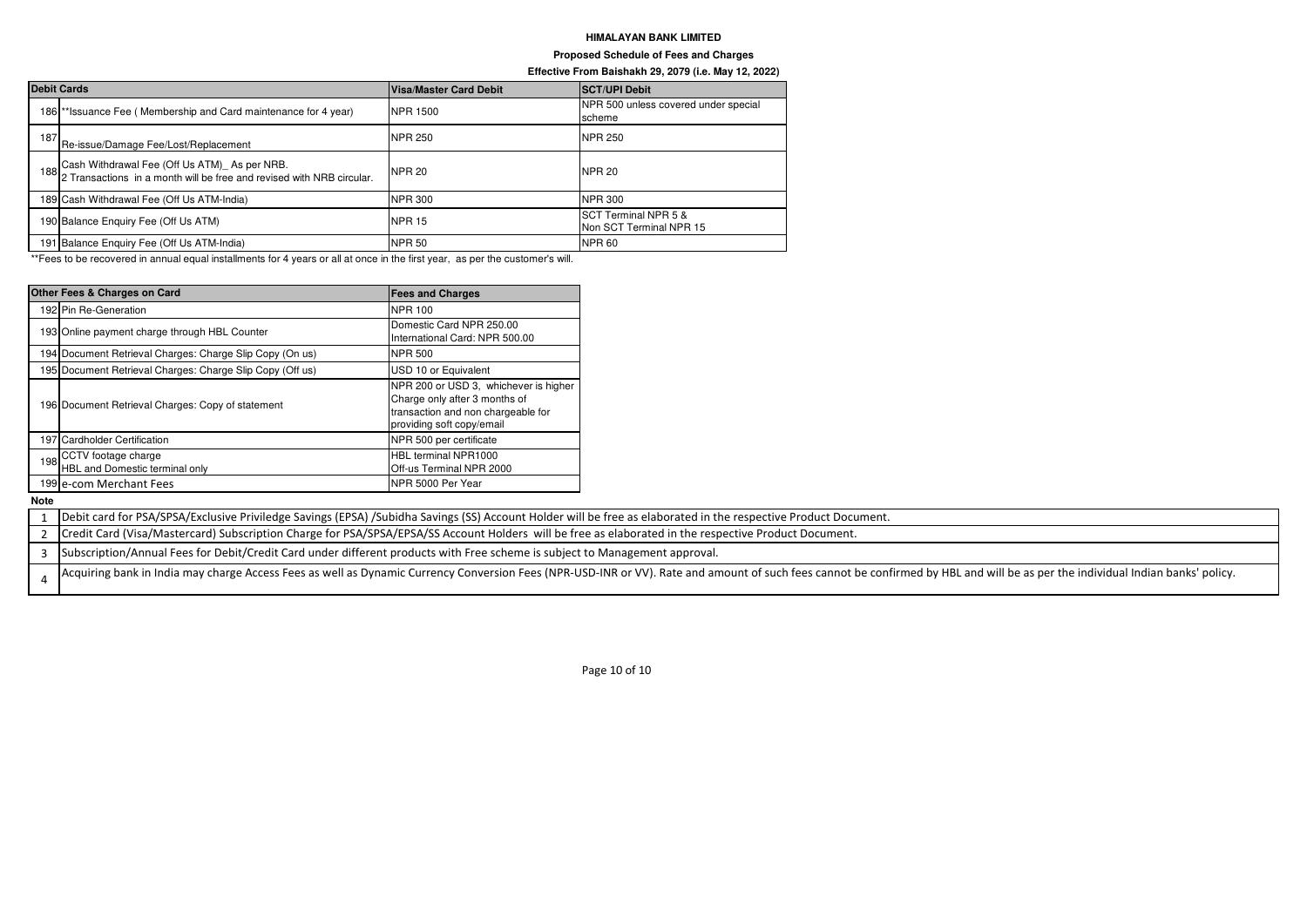**HIMALAYAN BANK LIMITED**

**Proposed Schedule of Fees and Charges**

**Effective From Baishakh 29, 2079 (i.e. May 12, 2022)**

| | Debit Cards | Visa/Master Card Debit | SCT/UPI Debit |
|---|---|---|---|
| 186 | **Issuance Fee ( Membership and Card maintenance for 4 year) | NPR 1500 | NPR 500 unless covered under special scheme |
| 187 | Re-issue/Damage Fee/Lost/Replacement | NPR 250 | NPR 250 |
| 188 | Cash Withdrawal Fee (Off Us ATM)_ As per NRB. 2 Transactions in a month will be free and revised with NRB circular. | NPR 20 | NPR 20 |
| 189 | Cash Withdrawal Fee (Off Us ATM-India) | NPR 300 | NPR 300 |
| 190 | Balance Enquiry Fee (Off Us ATM) | NPR 15 | SCT Terminal NPR 5 & Non SCT Terminal NPR 15 |
| 191 | Balance Enquiry Fee (Off Us ATM-India) | NPR 50 | NPR 60 |

**Fees to be recovered in annual equal installments for 4 years or all at once in the first year, as per the customer's will.

| | Other Fees & Charges on Card | Fees and Charges |
|---|---|---|
| 192 | Pin Re-Generation | NPR 100 |
| 193 | Online payment charge through HBL Counter | Domestic Card NPR 250.00 International Card: NPR 500.00 |
| 194 | Document Retrieval Charges: Charge Slip Copy (On us) | NPR 500 |
| 195 | Document Retrieval Charges: Charge Slip Copy (Off us) | USD 10 or Equivalent |
| 196 | Document Retrieval Charges: Copy of statement | NPR 200 or USD 3, whichever is higher Charge only after 3 months of transaction and non chargeable for providing soft copy/email |
| 197 | Cardholder Certification | NPR 500 per certificate |
| 198 | CCTV footage charge HBL and Domestic terminal only | HBL terminal NPR1000 Off-us Terminal NPR 2000 |
| 199 | e-com Merchant Fees | NPR 5000 Per Year |

**Note**

| | |
|---|---|
| 1 | Debit card for PSA/SPSA/Exclusive Priviledge Savings (EPSA) /Subidha Savings (SS) Account Holder will be free as elaborated in the respective Product Document. |
| 2 | Credit Card (Visa/Mastercard) Subscription Charge for PSA/SPSA/EPSA/SS Account Holders will be free as elaborated in the respective Product Document. |
| 3 | Subscription/Annual Fees for Debit/Credit Card under different products with Free scheme is subject to Management approval. |
| 4 | Acquiring bank in India may charge Access Fees as well as Dynamic Currency Conversion Fees (NPR-USD-INR or VV). Rate and amount of such fees cannot be confirmed by HBL and will be as per the individual Indian banks' policy. |